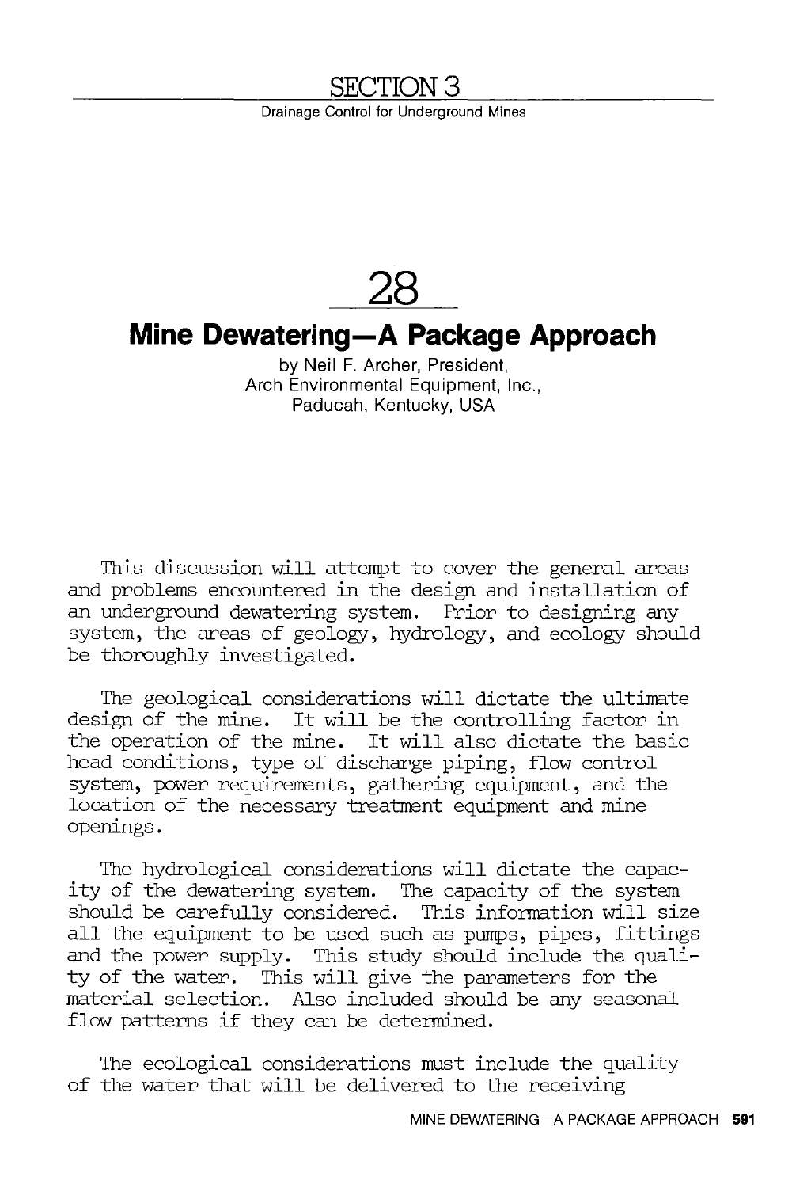# SECTION 3

Drainage Control for Underground Mines

# 28

## Mine Dewatering—A Package Approach

by Neil F. Archer, President,
Arch Environmental Equipment, Inc.,
Paducah, Kentucky, USA

This discussion will attempt to cover the general areas and problems encountered in the design and installation of an underground dewatering system. Prior to designing any system, the areas of geology, hydrology, and ecology should be thoroughly investigated.

The geological considerations will dictate the ultimate design of the mine. It will be the controlling factor in the operation of the mine. It will also dictate the basic head conditions, type of discharge piping, flow control system, power requirements, gathering equipment, and the location of the necessary treatment equipment and mine openings.

The hydrological considerations will dictate the capacity of the dewatering system. The capacity of the system should be carefully considered. This information will size all the equipment to be used such as pumps, pipes, fittings and the power supply. This study should include the quality of the water. This will give the parameters for the material selection. Also included should be any seasonal flow patterns if they can be determined.

The ecological considerations must include the quality of the water that will be delivered to the receiving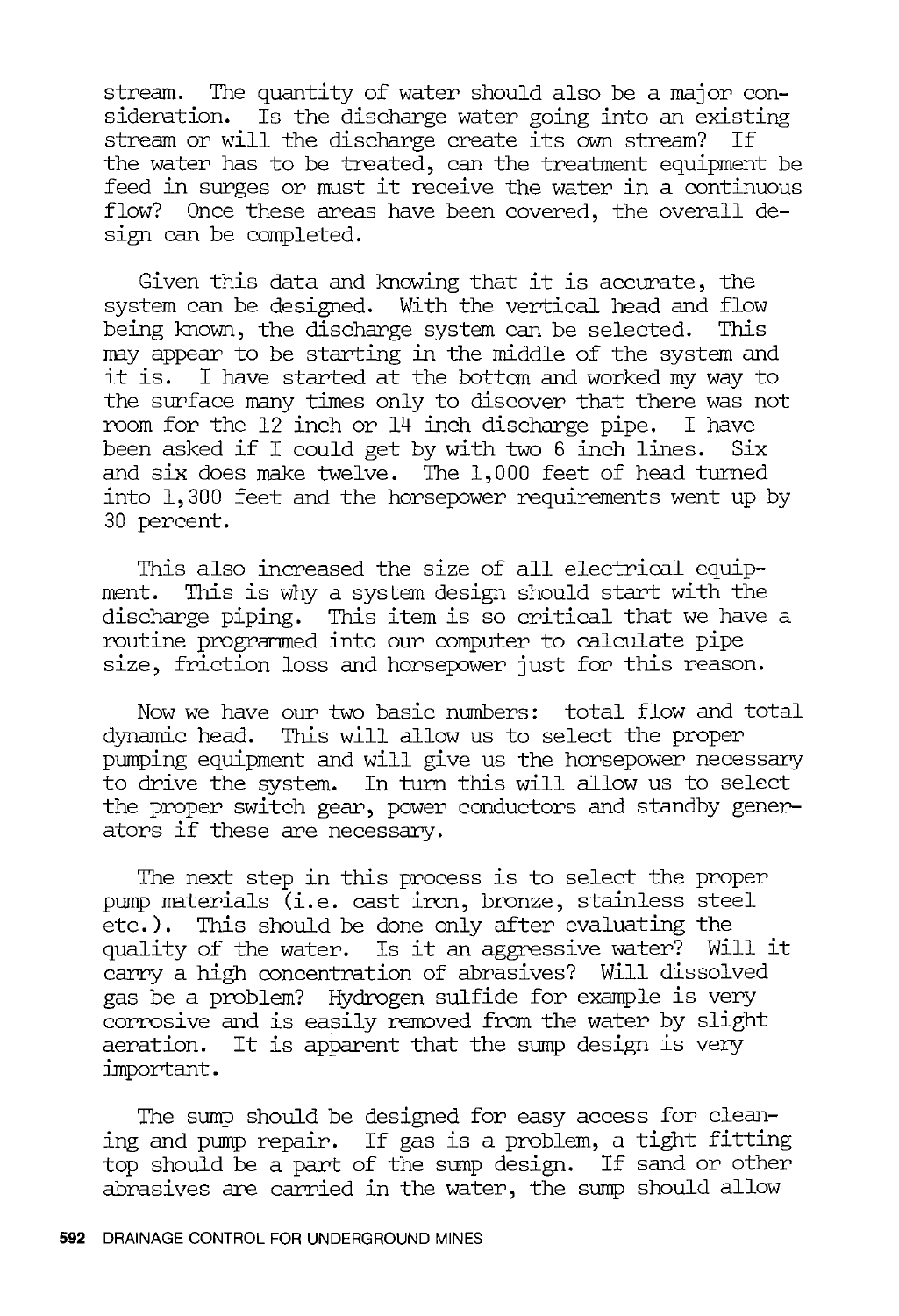stream. The quantity of water should also be a major consideration. Is the discharge water going into an existing stream or will the discharge create its own stream? If the water has to be treated, can the treatment equipment be feed in surges or must it receive the water in a continuous flow? Once these areas have been covered, the overall design can be completed.

Given this data and knowing that it is accurate, the system can be designed. With the vertical head and flow being known, the discharge system can be selected. This may appear to be starting in the middle of the system and it is. I have started at the bottom and worked my way to the surface many times only to discover that there was not room for the 12 inch or 14 inch discharge pipe. I have been asked if I could get by with two 6 inch lines. Six and six does make twelve. The 1,000 feet of head turned into 1,300 feet and the horsepower requirements went up by 30 percent.

This also increased the size of all electrical equipment. This is why a system design should start with the discharge piping. This item is so critical that we have a routine programmed into our computer to calculate pipe size, friction loss and horsepower just for this reason.

Now we have our two basic numbers: total flow and total dynamic head. This will allow us to select the proper pumping equipment and will give us the horsepower necessary to drive the system. In turn this will allow us to select the proper switch gear, power conductors and standby generators if these are necessary.

The next step in this process is to select the proper pump materials (i.e. cast iron, bronze, stainless steel etc.). This should be done only after evaluating the quality of the water. Is it an aggressive water? Will it carry a high concentration of abrasives? Will dissolved gas be a problem? Hydrogen sulfide for example is very corrosive and is easily removed from the water by slight aeration. It is apparent that the sump design is very important.

The sump should be designed for easy access for cleaning and pump repair. If gas is a problem, a tight fitting top should be a part of the sump design. If sand or other abrasives are carried in the water, the sump should allow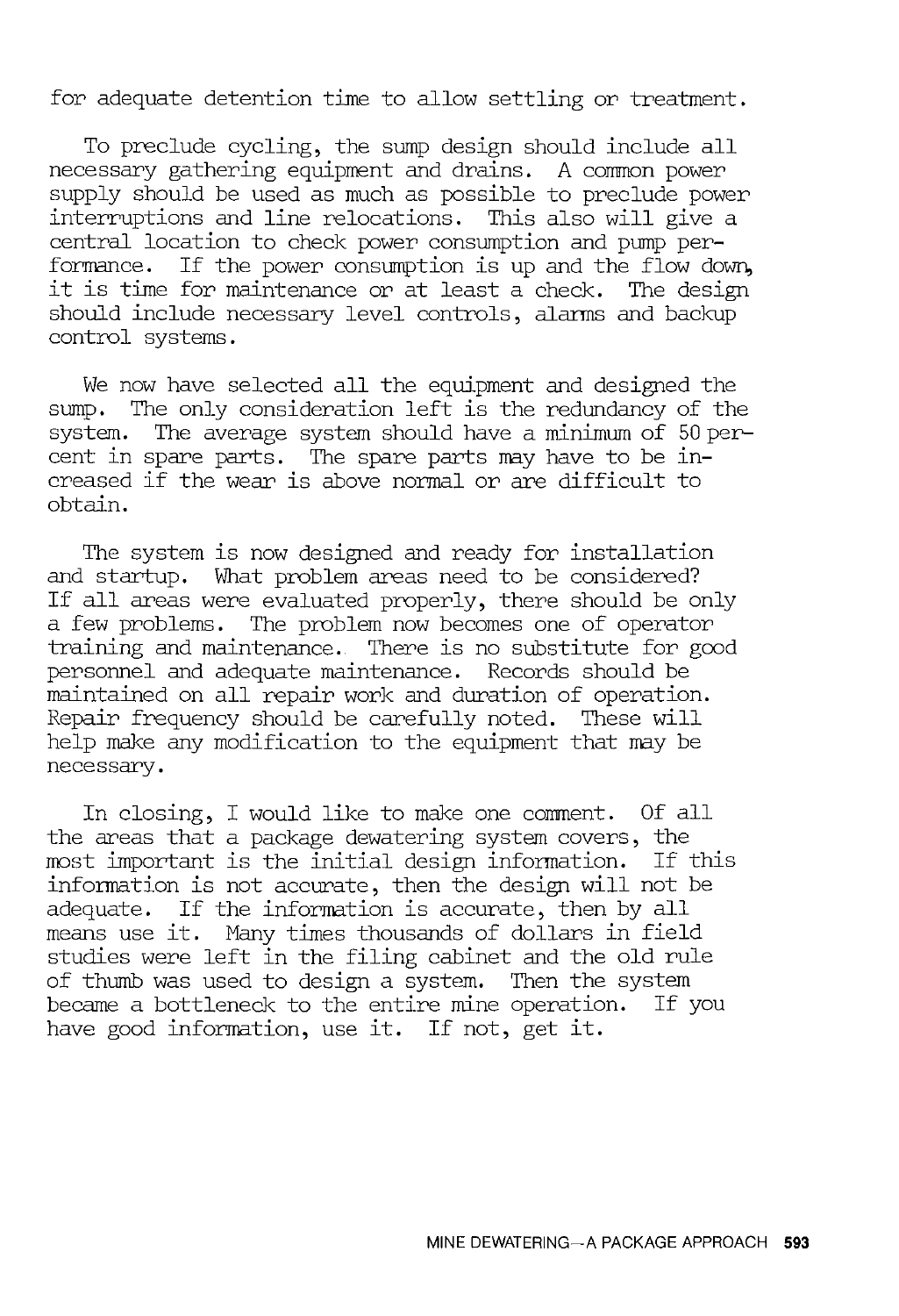for adequate detention time to allow settling or treatment.

To preclude cycling, the sump design should include all necessary gathering equipment and drains. A common power supply should be used as much as possible to preclude power interruptions and line relocations. This also will give a central location to check power consumption and pump performance. If the power consumption is up and the flow down, it is time for maintenance or at least a check. The design should include necessary level controls, alarms and backup control systems.

We now have selected all the equipment and designed the sump. The only consideration left is the redundancy of the system. The average system should have a minimum of 50 percent in spare parts. The spare parts may have to be increased if the wear is above normal or are difficult to obtain.

The system is now designed and ready for installation and startup. What problem areas need to be considered? If all areas were evaluated properly, there should be only a few problems. The problem now becomes one of operator training and maintenance. There is no substitute for good personnel and adequate maintenance. Records should be maintained on all repair work and duration of operation. Repair frequency should be carefully noted. These will help make any modification to the equipment that may be necessary.

In closing, I would like to make one comment. Of all the areas that a package dewatering system covers, the most important is the initial design information. If this information is not accurate, then the design will not be adequate. If the information is accurate, then by all means use it. Many times thousands of dollars in field studies were left in the filing cabinet and the old rule of thumb was used to design a system. Then the system became a bottleneck to the entire mine operation. If you have good information, use it. If not, get it.